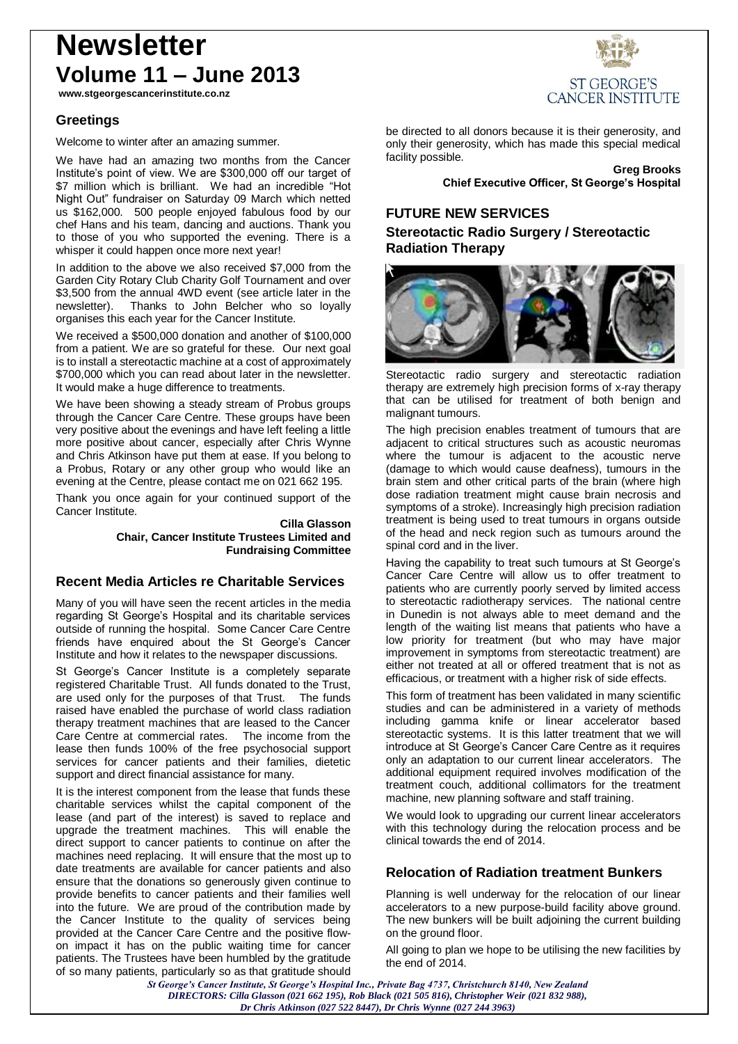# Newsletter

# Volume 11 – June 2013

**www.stgeorgescancerinstitute.co.nz**

ST GEORGE'S CANCER INSTITUTE

## Greetings

Welcome to winter after an amazing summer.

We have had an amazing two months from the Cancer Institute's point of view. We are $300,000 off our target of $7 million which is brilliant. We had an incredible "Hot Night Out" fundraiser on Saturday 09 March which netted us $162,000. 500 people enjoyed fabulous food by our chef Hans and his team, dancing and auctions. Thank you to those of you who supported the evening. There is a whisper it could happen once more next year!

In addition to the above we also received $7,000 from the Garden City Rotary Club Charity Golf Tournament and over $3,500 from the annual 4WD event (see article later in the newsletter). Thanks to John Belcher who so loyally organises this each year for the Cancer Institute.

We received a $500,000 donation and another of $100,000 from a patient. We are so grateful for these. Our next goal is to install a stereotactic machine at a cost of approximately $700,000 which you can read about later in the newsletter. It would make a huge difference to treatments.

We have been showing a steady stream of Probus groups through the Cancer Care Centre. These groups have been very positive about the evenings and have left feeling a little more positive about cancer, especially after Chris Wynne and Chris Atkinson have put them at ease. If you belong to a Probus, Rotary or any other group who would like an evening at the Centre, please contact me on 021 662 195.

Thank you once again for your continued support of the Cancer Institute.

**Cilla Glasson**
**Chair, Cancer Institute Trustees Limited and Fundraising Committee**

## Recent Media Articles re Charitable Services

Many of you will have seen the recent articles in the media regarding St George's Hospital and its charitable services outside of running the hospital. Some Cancer Care Centre friends have enquired about the St George's Cancer Institute and how it relates to the newspaper discussions.

St George's Cancer Institute is a completely separate registered Charitable Trust. All funds donated to the Trust, are used only for the purposes of that Trust. The funds raised have enabled the purchase of world class radiation therapy treatment machines that are leased to the Cancer Care Centre at commercial rates. The income from the lease then funds 100% of the free psychosocial support services for cancer patients and their families, dietetic support and direct financial assistance for many.

It is the interest component from the lease that funds these charitable services whilst the capital component of the lease (and part of the interest) is saved to replace and upgrade the treatment machines. This will enable the direct support to cancer patients to continue on after the machines need replacing. It will ensure that the most up to date treatments are available for cancer patients and also ensure that the donations so generously given continue to provide benefits to cancer patients and their families well into the future. We are proud of the contribution made by the Cancer Institute to the quality of services being provided at the Cancer Care Centre and the positive flow-on impact it has on the public waiting time for cancer patients. The Trustees have been humbled by the gratitude of so many patients, particularly so as that gratitude should be directed to all donors because it is their generosity, and only their generosity, which has made this special medical facility possible.

**Greg Brooks**
**Chief Executive Officer, St George's Hospital**

## FUTURE NEW SERVICES

### Stereotactic Radio Surgery / Stereotactic Radiation Therapy

Stereotactic radio surgery and stereotactic radiation therapy are extremely high precision forms of x-ray therapy that can be utilised for treatment of both benign and malignant tumours.

The high precision enables treatment of tumours that are adjacent to critical structures such as acoustic neuromas where the tumour is adjacent to the acoustic nerve (damage to which would cause deafness), tumours in the brain stem and other critical parts of the brain (where high dose radiation treatment might cause brain necrosis and symptoms of a stroke). Increasingly high precision radiation treatment is being used to treat tumours in organs outside of the head and neck region such as tumours around the spinal cord and in the liver.

Having the capability to treat such tumours at St George's Cancer Care Centre will allow us to offer treatment to patients who are currently poorly served by limited access to stereotactic radiotherapy services. The national centre in Dunedin is not always able to meet demand and the length of the waiting list means that patients who have a low priority for treatment (but who may have major improvement in symptoms from stereotactic treatment) are either not treated at all or offered treatment that is not as efficacious, or treatment with a higher risk of side effects.

This form of treatment has been validated in many scientific studies and can be administered in a variety of methods including gamma knife or linear accelerator based stereotactic systems. It is this latter treatment that we will introduce at St George's Cancer Care Centre as it requires only an adaptation to our current linear accelerators. The additional equipment required involves modification of the treatment couch, additional collimators for the treatment machine, new planning software and staff training.

We would look to upgrading our current linear accelerators with this technology during the relocation process and be clinical towards the end of 2014.

## Relocation of Radiation treatment Bunkers

Planning is well underway for the relocation of our linear accelerators to a new purpose-build facility above ground. The new bunkers will be built adjoining the current building on the ground floor.

All going to plan we hope to be utilising the new facilities by the end of 2014.

*St George's Cancer Institute, St George's Hospital Inc., Private Bag 4737, Christchurch 8140, New Zealand*
*DIRECTORS: Cilla Glasson (021 662 195), Rob Black (021 505 816), Christopher Weir (021 832 988), Dr Chris Atkinson (027 522 8447), Dr Chris Wynne (027 244 3963)*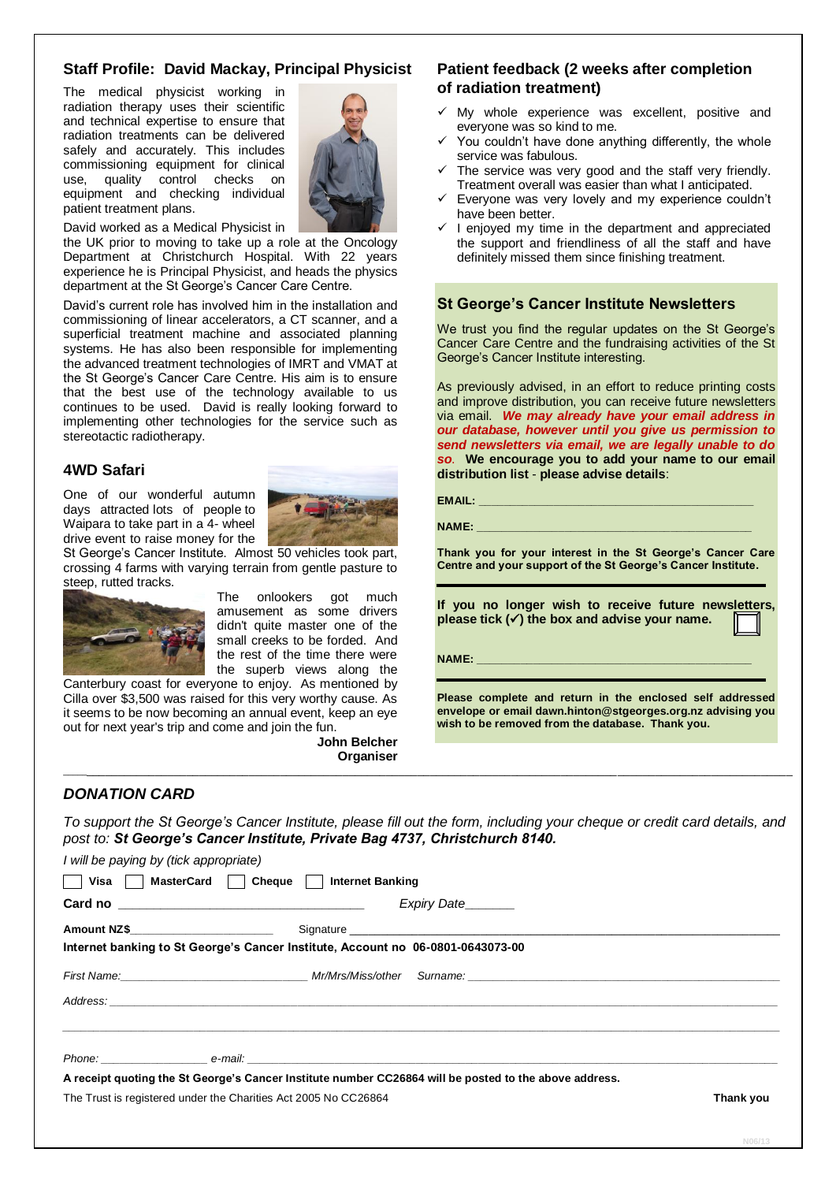## Staff Profile: David Mackay, Principal Physicist

The medical physicist working in radiation therapy uses their scientific and technical expertise to ensure that radiation treatments can be delivered safely and accurately. This includes commissioning equipment for clinical use, quality control checks on equipment and checking individual patient treatment plans.

David worked as a Medical Physicist in the UK prior to moving to take up a role at the Oncology Department at Christchurch Hospital. With 22 years experience he is Principal Physicist, and heads the physics department at the St George's Cancer Care Centre.

David's current role has involved him in the installation and commissioning of linear accelerators, a CT scanner, and a superficial treatment machine and associated planning systems. He has also been responsible for implementing the advanced treatment technologies of IMRT and VMAT at the St George's Cancer Care Centre. His aim is to ensure that the best use of the technology available to us continues to be used. David is really looking forward to implementing other technologies for the service such as stereotactic radiotherapy.

## 4WD Safari

One of our wonderful autumn days attracted lots of people to Waipara to take part in a 4- wheel drive event to raise money for the St George's Cancer Institute. Almost 50 vehicles took part, crossing 4 farms with varying terrain from gentle pasture to steep, rutted tracks.

The onlookers got much amusement as some drivers didn't quite master one of the small creeks to be forded. And the rest of the time there were the superb views along the Canterbury coast for everyone to enjoy. As mentioned by Cilla over $3,500 was raised for this very worthy cause. As it seems to be now becoming an annual event, keep an eye out for next year's trip and come and join the fun.

**John Belcher**
**Organiser**

## Patient feedback (2 weeks after completion of radiation treatment)

- ✓ My whole experience was excellent, positive and everyone was so kind to me.
- ✓ You couldn't have done anything differently, the whole service was fabulous.
- ✓ The service was very good and the staff very friendly. Treatment overall was easier than what I anticipated.
- ✓ Everyone was very lovely and my experience couldn't have been better.
- ✓ I enjoyed my time in the department and appreciated the support and friendliness of all the staff and have definitely missed them since finishing treatment.

## St George's Cancer Institute Newsletters

We trust you find the regular updates on the St George's Cancer Care Centre and the fundraising activities of the St George's Cancer Institute interesting.

As previously advised, in an effort to reduce printing costs and improve distribution, you can receive future newsletters via email. ***We may already have your email address in our database, however until you give us permission to send newsletters via email, we are legally unable to do so.*** **We encourage you to add your name to our email distribution list - please advise details**:

**EMAIL:** ______________________________________

**NAME:** ______________________________________

**Thank you for your interest in the St George's Cancer Care Centre and your support of the St George's Cancer Institute.**

**If you no longer wish to receive future newsletters, please tick (✓) the box and advise your name.** ☐

**NAME:** ______________________________________

**Please complete and return in the enclosed self addressed envelope or email dawn.hinton@stgeorges.org.nz advising you wish to be removed from the database. Thank you.**

---

## *DONATION CARD*

*To support the St George's Cancer Institute, please fill out the form, including your cheque or credit card details, and post to:* ***St George's Cancer Institute, Private Bag 4737, Christchurch 8140.***

*I will be paying by (tick appropriate)*

☐ **Visa** ☐ **MasterCard** ☐ **Cheque** ☐ **Internet Banking**

**Card no** ______________________________ *Expiry Date*_______

**Amount NZ$**____________________ Signature ______________________________

**Internet banking to St George's Cancer Institute, Account no 06-0801-0643073-00**

*First Name:*__________________________ *Mr/Mrs/Miss/other* *Surname:* __________________________

*Address:* ____________________________________________________________

____________________________________________________________

*Phone:* ______________ *e-mail:* ______________________________________

**A receipt quoting the St George's Cancer Institute number CC26864 will be posted to the above address.**

The Trust is registered under the Charities Act 2005 No CC26864

**Thank you**